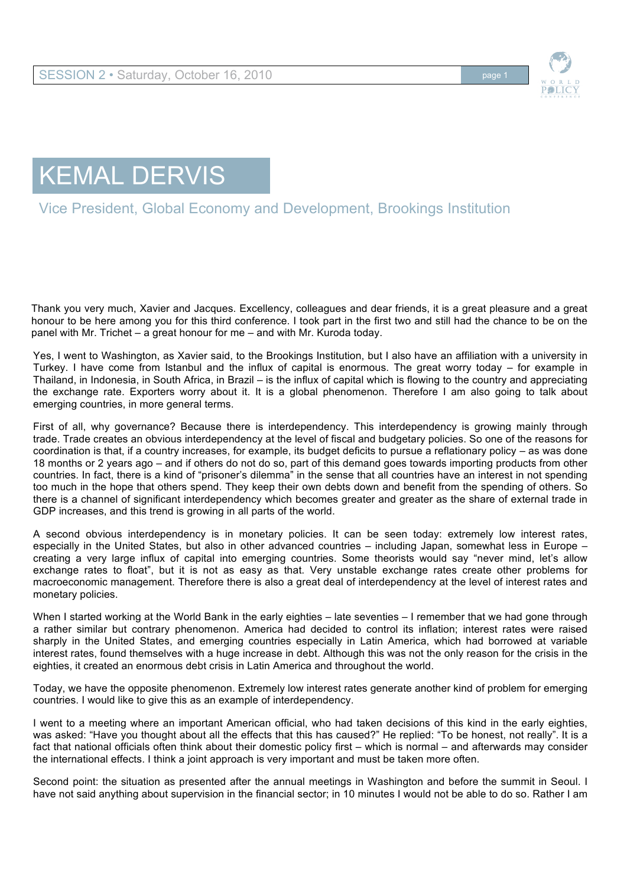# KEMAL DERVIS

## Vice President, Global Economy and Development, Brookings Institution

Thank you very much, Xavier and Jacques. Excellency, colleagues and dear friends, it is a great pleasure and a great honour to be here among you for this third conference. I took part in the first two and still had the chance to be on the panel with Mr. Trichet – a great honour for me – and with Mr. Kuroda today.

Yes, I went to Washington, as Xavier said, to the Brookings Institution, but I also have an affiliation with a university in Turkey. I have come from Istanbul and the influx of capital is enormous. The great worry today – for example in Thailand, in Indonesia, in South Africa, in Brazil – is the influx of capital which is flowing to the country and appreciating the exchange rate. Exporters worry about it. It is a global phenomenon. Therefore I am also going to talk about emerging countries, in more general terms.

First of all, why governance? Because there is interdependency. This interdependency is growing mainly through trade. Trade creates an obvious interdependency at the level of fiscal and budgetary policies. So one of the reasons for coordination is that, if a country increases, for example, its budget deficits to pursue a reflationary policy – as was done 18 months or 2 years ago – and if others do not do so, part of this demand goes towards importing products from other countries. In fact, there is a kind of "prisoner's dilemma" in the sense that all countries have an interest in not spending too much in the hope that others spend. They keep their own debts down and benefit from the spending of others. So there is a channel of significant interdependency which becomes greater and greater as the share of external trade in GDP increases, and this trend is growing in all parts of the world.

A second obvious interdependency is in monetary policies. It can be seen today: extremely low interest rates, especially in the United States, but also in other advanced countries – including Japan, somewhat less in Europe – creating a very large influx of capital into emerging countries. Some theorists would say "never mind, let's allow exchange rates to float", but it is not as easy as that. Very unstable exchange rates create other problems for macroeconomic management. Therefore there is also a great deal of interdependency at the level of interest rates and monetary policies.

When I started working at the World Bank in the early eighties – late seventies – I remember that we had gone through a rather similar but contrary phenomenon. America had decided to control its inflation; interest rates were raised sharply in the United States, and emerging countries especially in Latin America, which had borrowed at variable interest rates, found themselves with a huge increase in debt. Although this was not the only reason for the crisis in the eighties, it created an enormous debt crisis in Latin America and throughout the world.

Today, we have the opposite phenomenon. Extremely low interest rates generate another kind of problem for emerging countries. I would like to give this as an example of interdependency.

I went to a meeting where an important American official, who had taken decisions of this kind in the early eighties, was asked: "Have you thought about all the effects that this has caused?" He replied: "To be honest, not really". It is a fact that national officials often think about their domestic policy first – which is normal – and afterwards may consider the international effects. I think a joint approach is very important and must be taken more often.

Second point: the situation as presented after the annual meetings in Washington and before the summit in Seoul. I have not said anything about supervision in the financial sector; in 10 minutes I would not be able to do so. Rather I am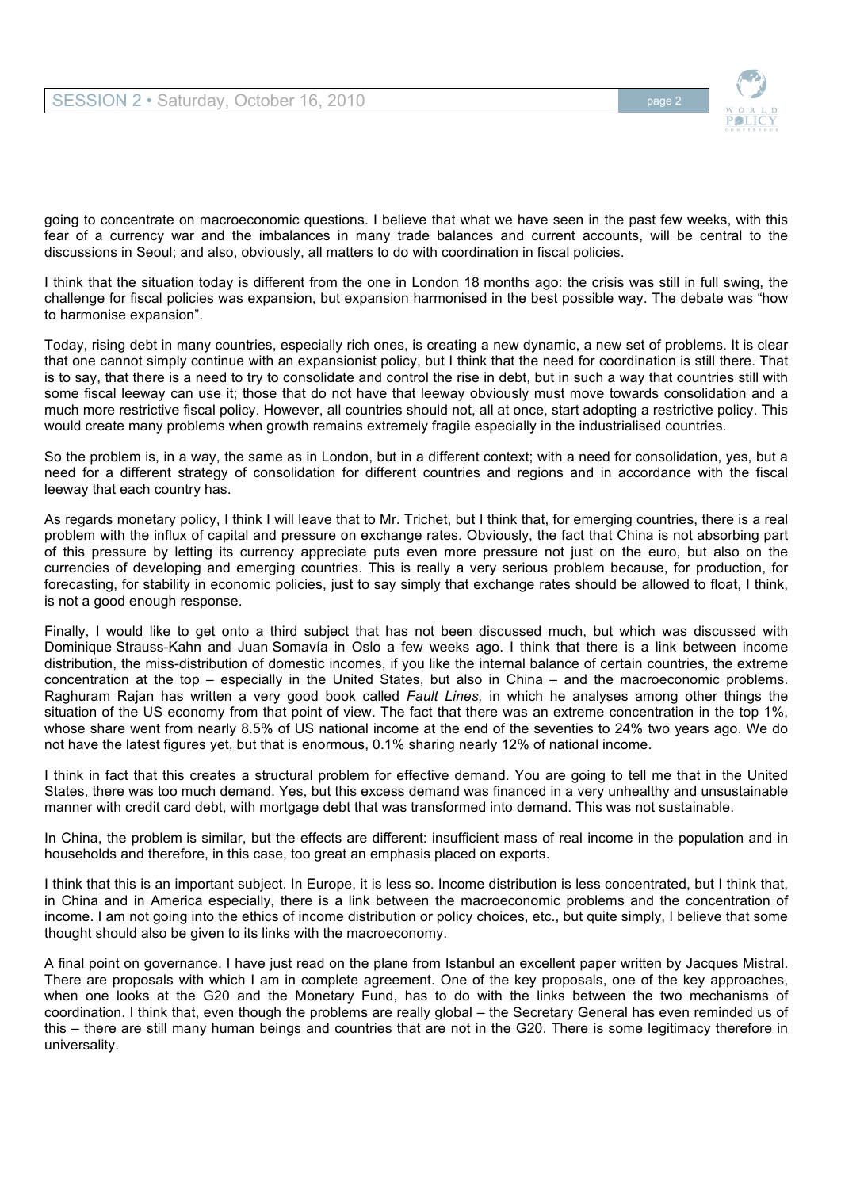going to concentrate on macroeconomic questions. I believe that what we have seen in the past few weeks, with this fear of a currency war and the imbalances in many trade balances and current accounts, will be central to the discussions in Seoul; and also, obviously, all matters to do with coordination in fiscal policies.

I think that the situation today is different from the one in London 18 months ago: the crisis was still in full swing, the challenge for fiscal policies was expansion, but expansion harmonised in the best possible way. The debate was "how to harmonise expansion".

Today, rising debt in many countries, especially rich ones, is creating a new dynamic, a new set of problems. It is clear that one cannot simply continue with an expansionist policy, but I think that the need for coordination is still there. That is to say, that there is a need to try to consolidate and control the rise in debt, but in such a way that countries still with some fiscal leeway can use it; those that do not have that leeway obviously must move towards consolidation and a much more restrictive fiscal policy. However, all countries should not, all at once, start adopting a restrictive policy. This would create many problems when growth remains extremely fragile especially in the industrialised countries.

So the problem is, in a way, the same as in London, but in a different context; with a need for consolidation, yes, but a need for a different strategy of consolidation for different countries and regions and in accordance with the fiscal leeway that each country has.

As regards monetary policy, I think I will leave that to Mr. Trichet, but I think that, for emerging countries, there is a real problem with the influx of capital and pressure on exchange rates. Obviously, the fact that China is not absorbing part of this pressure by letting its currency appreciate puts even more pressure not just on the euro, but also on the currencies of developing and emerging countries. This is really a very serious problem because, for production, for forecasting, for stability in economic policies, just to say simply that exchange rates should be allowed to float, I think, is not a good enough response.

Finally, I would like to get onto a third subject that has not been discussed much, but which was discussed with Dominique Strauss-Kahn and Juan Somavía in Oslo a few weeks ago. I think that there is a link between income distribution, the miss-distribution of domestic incomes, if you like the internal balance of certain countries, the extreme concentration at the top – especially in the United States, but also in China – and the macroeconomic problems. Raghuram Rajan has written a very good book called *Fault Lines,* in which he analyses among other things the situation of the US economy from that point of view. The fact that there was an extreme concentration in the top 1%, whose share went from nearly 8.5% of US national income at the end of the seventies to 24% two years ago. We do not have the latest figures yet, but that is enormous, 0.1% sharing nearly 12% of national income.

I think in fact that this creates a structural problem for effective demand. You are going to tell me that in the United States, there was too much demand. Yes, but this excess demand was financed in a very unhealthy and unsustainable manner with credit card debt, with mortgage debt that was transformed into demand. This was not sustainable.

In China, the problem is similar, but the effects are different: insufficient mass of real income in the population and in households and therefore, in this case, too great an emphasis placed on exports.

I think that this is an important subject. In Europe, it is less so. Income distribution is less concentrated, but I think that, in China and in America especially, there is a link between the macroeconomic problems and the concentration of income. I am not going into the ethics of income distribution or policy choices, etc., but quite simply, I believe that some thought should also be given to its links with the macroeconomy.

A final point on governance. I have just read on the plane from Istanbul an excellent paper written by Jacques Mistral. There are proposals with which I am in complete agreement. One of the key proposals, one of the key approaches, when one looks at the G20 and the Monetary Fund, has to do with the links between the two mechanisms of coordination. I think that, even though the problems are really global – the Secretary General has even reminded us of this – there are still many human beings and countries that are not in the G20. There is some legitimacy therefore in universality.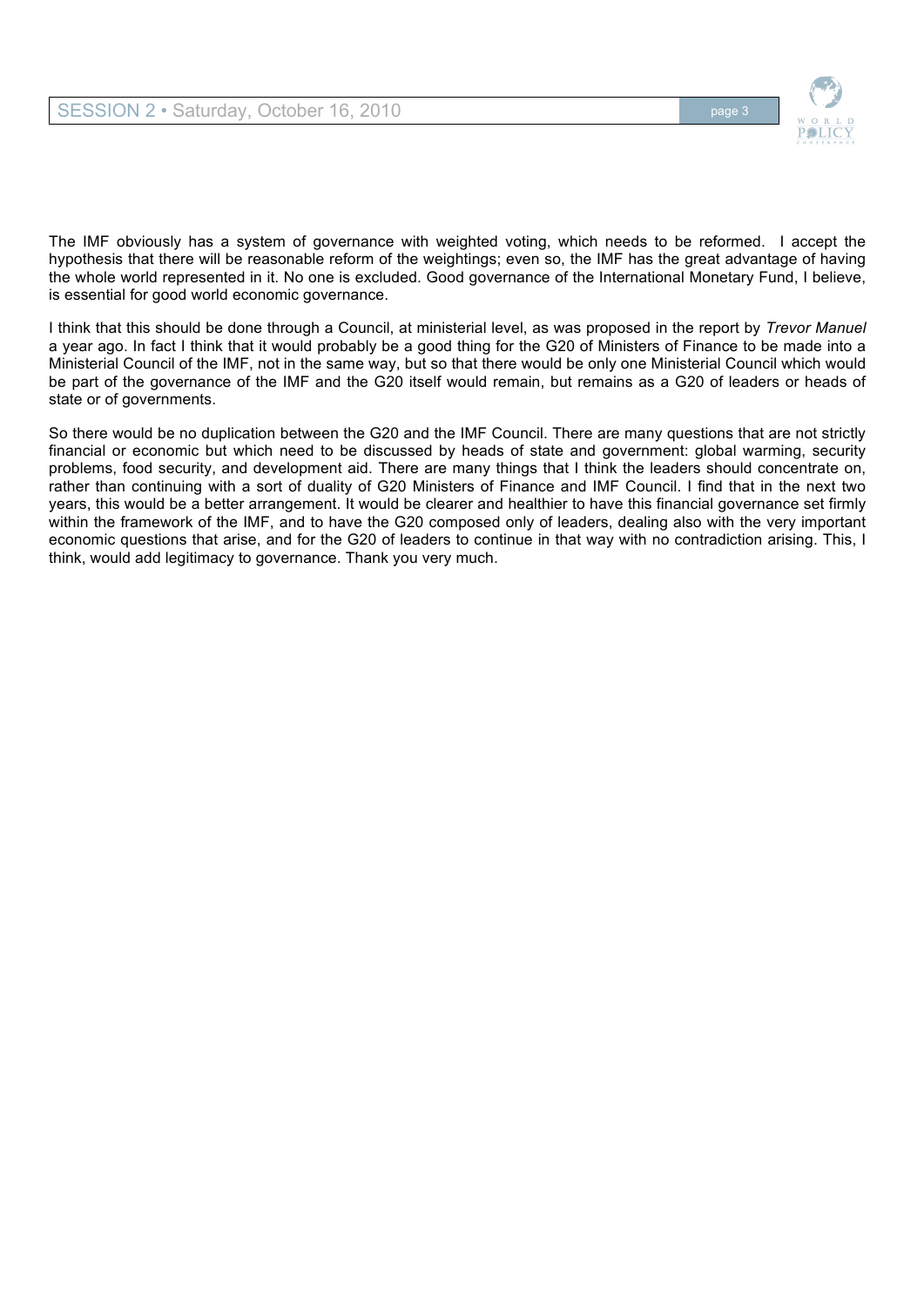The IMF obviously has a system of governance with weighted voting, which needs to be reformed. I accept the hypothesis that there will be reasonable reform of the weightings; even so, the IMF has the great advantage of having the whole world represented in it. No one is excluded. Good governance of the International Monetary Fund, I believe, is essential for good world economic governance.

I think that this should be done through a Council, at ministerial level, as was proposed in the report by *Trevor Manuel* a year ago. In fact I think that it would probably be a good thing for the G20 of Ministers of Finance to be made into a Ministerial Council of the IMF, not in the same way, but so that there would be only one Ministerial Council which would be part of the governance of the IMF and the G20 itself would remain, but remains as a G20 of leaders or heads of state or of governments.

So there would be no duplication between the G20 and the IMF Council. There are many questions that are not strictly financial or economic but which need to be discussed by heads of state and government: global warming, security problems, food security, and development aid. There are many things that I think the leaders should concentrate on, rather than continuing with a sort of duality of G20 Ministers of Finance and IMF Council. I find that in the next two years, this would be a better arrangement. It would be clearer and healthier to have this financial governance set firmly within the framework of the IMF, and to have the G20 composed only of leaders, dealing also with the very important economic questions that arise, and for the G20 of leaders to continue in that way with no contradiction arising. This, I think, would add legitimacy to governance. Thank you very much.